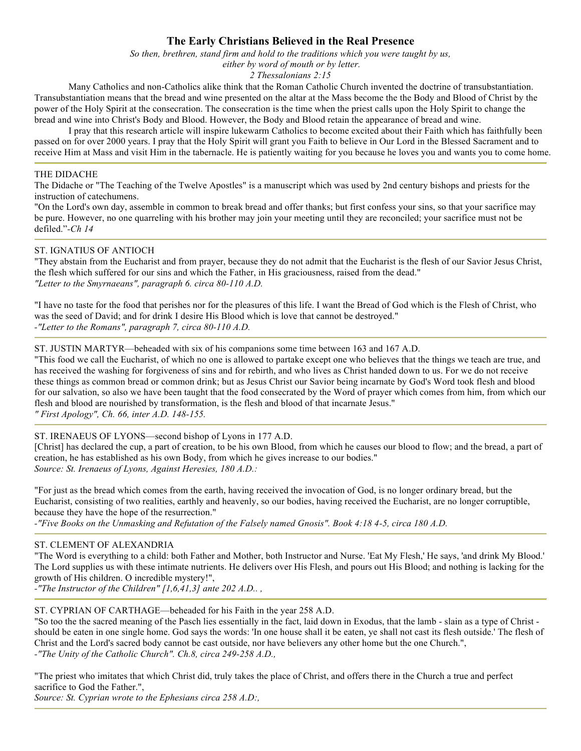# The Early Christians Believed in the Real Presence

*So then, brethren, stand firm and hold to the traditions which you were taught by us,*
*either by word of mouth or by letter.*
*2 Thessalonians 2:15*

Many Catholics and non-Catholics alike think that the Roman Catholic Church invented the doctrine of transubstantiation. Transubstantiation means that the bread and wine presented on the altar at the Mass become the the Body and Blood of Christ by the power of the Holy Spirit at the consecration. The consecration is the time when the priest calls upon the Holy Spirit to change the bread and wine into Christ's Body and Blood. However, the Body and Blood retain the appearance of bread and wine.

I pray that this research article will inspire lukewarm Catholics to become excited about their Faith which has faithfully been passed on for over 2000 years. I pray that the Holy Spirit will grant you Faith to believe in Our Lord in the Blessed Sacrament and to receive Him at Mass and visit Him in the tabernacle. He is patiently waiting for you because he loves you and wants you to come home.

---

THE DIDACHE

The Didache or "The Teaching of the Twelve Apostles" is a manuscript which was used by 2nd century bishops and priests for the instruction of catechumens.

"On the Lord's own day, assemble in common to break bread and offer thanks; but first confess your sins, so that your sacrifice may be pure. However, no one quarreling with his brother may join your meeting until they are reconciled; your sacrifice must not be defiled."-*Ch 14*

---

ST. IGNATIUS OF ANTIOCH

"They abstain from the Eucharist and from prayer, because they do not admit that the Eucharist is the flesh of our Savior Jesus Christ, the flesh which suffered for our sins and which the Father, in His graciousness, raised from the dead."
*"Letter to the Smyrnaeans", paragraph 6. circa 80-110 A.D.*

"I have no taste for the food that perishes nor for the pleasures of this life. I want the Bread of God which is the Flesh of Christ, who was the seed of David; and for drink I desire His Blood which is love that cannot be destroyed."
*-"Letter to the Romans", paragraph 7, circa 80-110 A.D.*

---

ST. JUSTIN MARTYR—beheaded with six of his companions some time between 163 and 167 A.D.

"This food we call the Eucharist, of which no one is allowed to partake except one who believes that the things we teach are true, and has received the washing for forgiveness of sins and for rebirth, and who lives as Christ handed down to us. For we do not receive these things as common bread or common drink; but as Jesus Christ our Savior being incarnate by God's Word took flesh and blood for our salvation, so also we have been taught that the food consecrated by the Word of prayer which comes from him, from which our flesh and blood are nourished by transformation, is the flesh and blood of that incarnate Jesus."
*" First Apology", Ch. 66, inter A.D. 148-155.*

---

ST. IRENAEUS OF LYONS—second bishop of Lyons in 177 A.D.

[Christ] has declared the cup, a part of creation, to be his own Blood, from which he causes our blood to flow; and the bread, a part of creation, he has established as his own Body, from which he gives increase to our bodies."
*Source: St. Irenaeus of Lyons, Against Heresies, 180 A.D.:*

"For just as the bread which comes from the earth, having received the invocation of God, is no longer ordinary bread, but the Eucharist, consisting of two realities, earthly and heavenly, so our bodies, having received the Eucharist, are no longer corruptible, because they have the hope of the resurrection."
*-"Five Books on the Unmasking and Refutation of the Falsely named Gnosis". Book 4:18 4-5, circa 180 A.D.*

---

ST. CLEMENT OF ALEXANDRIA

"The Word is everything to a child: both Father and Mother, both Instructor and Nurse. 'Eat My Flesh,' He says, 'and drink My Blood.' The Lord supplies us with these intimate nutrients. He delivers over His Flesh, and pours out His Blood; and nothing is lacking for the growth of His children. O incredible mystery!",
*-"The Instructor of the Children" [1,6,41,3] ante 202 A.D.. ,*

---

ST. CYPRIAN OF CARTHAGE—beheaded for his Faith in the year 258 A.D.

"So too the the sacred meaning of the Pasch lies essentially in the fact, laid down in Exodus, that the lamb - slain as a type of Christ - should be eaten in one single home. God says the words: 'In one house shall it be eaten, ye shall not cast its flesh outside.' The flesh of Christ and the Lord's sacred body cannot be cast outside, nor have believers any other home but the one Church.",
*-"The Unity of the Catholic Church". Ch.8, circa 249-258 A.D.,*

"The priest who imitates that which Christ did, truly takes the place of Christ, and offers there in the Church a true and perfect sacrifice to God the Father.",
*Source: St. Cyprian wrote to the Ephesians circa 258 A.D:,*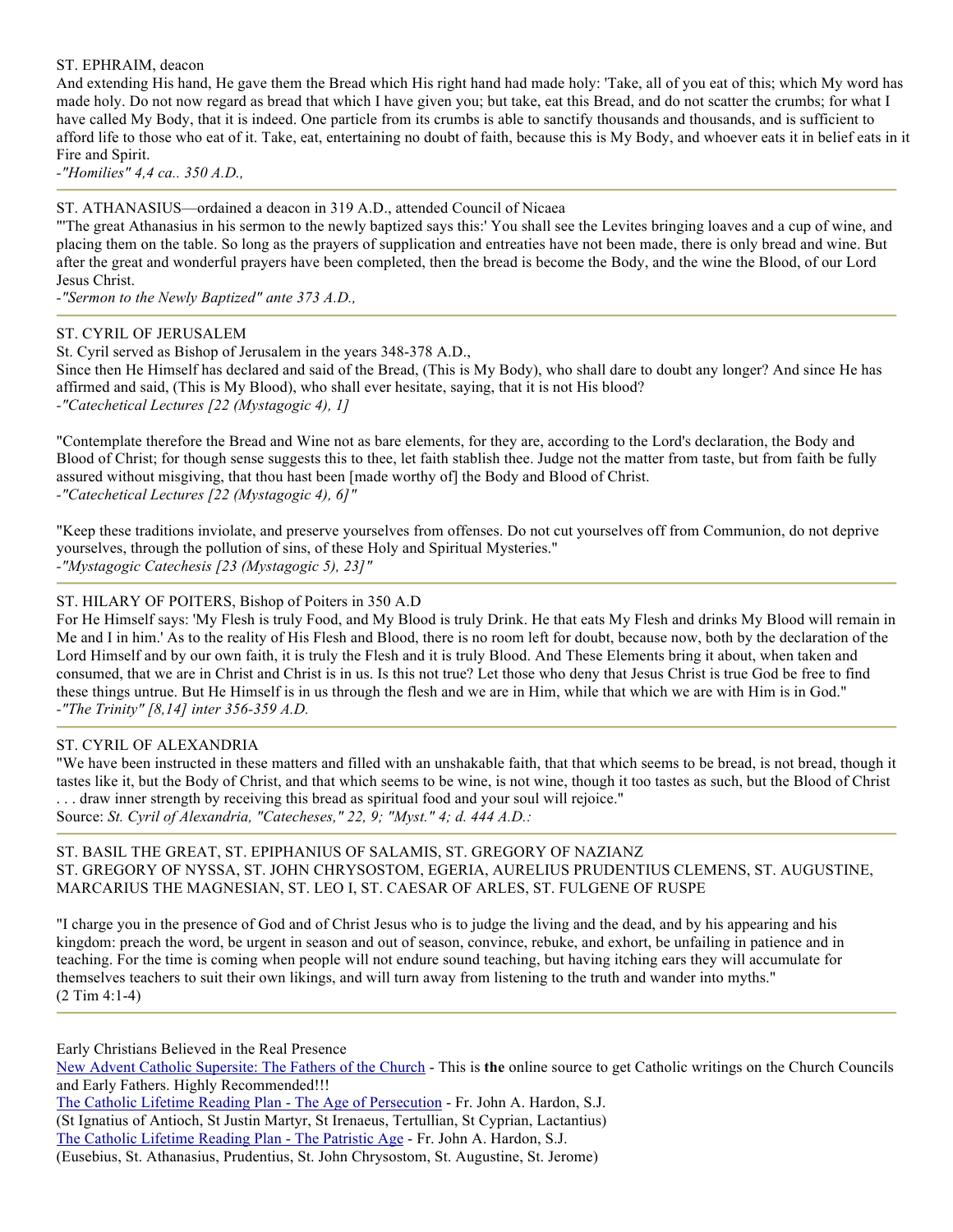ST. EPHRAIM, deacon

And extending His hand, He gave them the Bread which His right hand had made holy: 'Take, all of you eat of this; which My word has made holy. Do not now regard as bread that which I have given you; but take, eat this Bread, and do not scatter the crumbs; for what I have called My Body, that it is indeed. One particle from its crumbs is able to sanctify thousands and thousands, and is sufficient to afford life to those who eat of it. Take, eat, entertaining no doubt of faith, because this is My Body, and whoever eats it in belief eats in it Fire and Spirit.

*-"Homilies" 4,4 ca.. 350 A.D.,*

---

ST. ATHANASIUS—ordained a deacon in 319 A.D., attended Council of Nicaea

"'The great Athanasius in his sermon to the newly baptized says this:' You shall see the Levites bringing loaves and a cup of wine, and placing them on the table. So long as the prayers of supplication and entreaties have not been made, there is only bread and wine. But after the great and wonderful prayers have been completed, then the bread is become the Body, and the wine the Blood, of our Lord Jesus Christ.

*-"Sermon to the Newly Baptized" ante 373 A.D.,*

---

ST. CYRIL OF JERUSALEM

St. Cyril served as Bishop of Jerusalem in the years 348-378 A.D.,

Since then He Himself has declared and said of the Bread, (This is My Body), who shall dare to doubt any longer? And since He has affirmed and said, (This is My Blood), who shall ever hesitate, saying, that it is not His blood?

*-"Catechetical Lectures [22 (Mystagogic 4), 1]*

"Contemplate therefore the Bread and Wine not as bare elements, for they are, according to the Lord's declaration, the Body and Blood of Christ; for though sense suggests this to thee, let faith stablish thee. Judge not the matter from taste, but from faith be fully assured without misgiving, that thou hast been [made worthy of] the Body and Blood of Christ.

*-"Catechetical Lectures [22 (Mystagogic 4), 6]"*

"Keep these traditions inviolate, and preserve yourselves from offenses. Do not cut yourselves off from Communion, do not deprive yourselves, through the pollution of sins, of these Holy and Spiritual Mysteries."

*-"Mystagogic Catechesis [23 (Mystagogic 5), 23]"*

---

ST. HILARY OF POITERS, Bishop of Poiters in 350 A.D

For He Himself says: 'My Flesh is truly Food, and My Blood is truly Drink. He that eats My Flesh and drinks My Blood will remain in Me and I in him.' As to the reality of His Flesh and Blood, there is no room left for doubt, because now, both by the declaration of the Lord Himself and by our own faith, it is truly the Flesh and it is truly Blood. And These Elements bring it about, when taken and consumed, that we are in Christ and Christ is in us. Is this not true? Let those who deny that Jesus Christ is true God be free to find these things untrue. But He Himself is in us through the flesh and we are in Him, while that which we are with Him is in God."

*-"The Trinity" [8,14] inter 356-359 A.D.*

---

ST. CYRIL OF ALEXANDRIA

"We have been instructed in these matters and filled with an unshakable faith, that that which seems to be bread, is not bread, though it tastes like it, but the Body of Christ, and that which seems to be wine, is not wine, though it too tastes as such, but the Blood of Christ . . . draw inner strength by receiving this bread as spiritual food and your soul will rejoice."

Source: *St. Cyril of Alexandria, "Catecheses," 22, 9; "Myst." 4; d. 444 A.D.:*

---

ST. BASIL THE GREAT, ST. EPIPHANIUS OF SALAMIS, ST. GREGORY OF NAZIANZ
ST. GREGORY OF NYSSA, ST. JOHN CHRYSOSTOM, EGERIA, AURELIUS PRUDENTIUS CLEMENS, ST. AUGUSTINE, MARCARIUS THE MAGNESIAN, ST. LEO I, ST. CAESAR OF ARLES, ST. FULGENE OF RUSPE

"I charge you in the presence of God and of Christ Jesus who is to judge the living and the dead, and by his appearing and his kingdom: preach the word, be urgent in season and out of season, convince, rebuke, and exhort, be unfailing in patience and in teaching. For the time is coming when people will not endure sound teaching, but having itching ears they will accumulate for themselves teachers to suit their own likings, and will turn away from listening to the truth and wander into myths."
(2 Tim 4:1-4)

---

Early Christians Believed in the Real Presence

New Advent Catholic Supersite: The Fathers of the Church - This is **the** online source to get Catholic writings on the Church Councils and Early Fathers. Highly Recommended!!!

The Catholic Lifetime Reading Plan - The Age of Persecution - Fr. John A. Hardon, S.J.
(St Ignatius of Antioch, St Justin Martyr, St Irenaeus, Tertullian, St Cyprian, Lactantius)

The Catholic Lifetime Reading Plan - The Patristic Age - Fr. John A. Hardon, S.J.
(Eusebius, St. Athanasius, Prudentius, St. John Chrysostom, St. Augustine, St. Jerome)